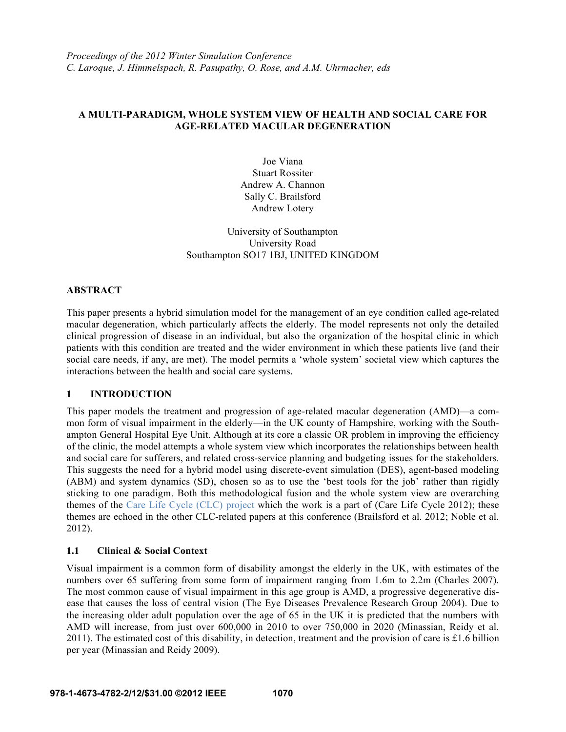*Proceedings of the 2012 Winter Simulation Conference*
*C. Laroque, J. Himmelspach, R. Pasupathy, O. Rose, and A.M. Uhrmacher, eds*

# A MULTI-PARADIGM, WHOLE SYSTEM VIEW OF HEALTH AND SOCIAL CARE FOR AGE-RELATED MACULAR DEGENERATION

Joe Viana
Stuart Rossiter
Andrew A. Channon
Sally C. Brailsford
Andrew Lotery

University of Southampton
University Road
Southampton SO17 1BJ, UNITED KINGDOM

## ABSTRACT

This paper presents a hybrid simulation model for the management of an eye condition called age-related macular degeneration, which particularly affects the elderly. The model represents not only the detailed clinical progression of disease in an individual, but also the organization of the hospital clinic in which patients with this condition are treated and the wider environment in which these patients live (and their social care needs, if any, are met). The model permits a 'whole system' societal view which captures the interactions between the health and social care systems.

## 1 INTRODUCTION

This paper models the treatment and progression of age-related macular degeneration (AMD)—a common form of visual impairment in the elderly—in the UK county of Hampshire, working with the Southampton General Hospital Eye Unit. Although at its core a classic OR problem in improving the efficiency of the clinic, the model attempts a whole system view which incorporates the relationships between health and social care for sufferers, and related cross-service planning and budgeting issues for the stakeholders. This suggests the need for a hybrid model using discrete-event simulation (DES), agent-based modeling (ABM) and system dynamics (SD), chosen so as to use the 'best tools for the job' rather than rigidly sticking to one paradigm. Both this methodological fusion and the whole system view are overarching themes of the Care Life Cycle (CLC) project which the work is a part of (Care Life Cycle 2012); these themes are echoed in the other CLC-related papers at this conference (Brailsford et al. 2012; Noble et al. 2012).

### 1.1 Clinical & Social Context

Visual impairment is a common form of disability amongst the elderly in the UK, with estimates of the numbers over 65 suffering from some form of impairment ranging from 1.6m to 2.2m (Charles 2007). The most common cause of visual impairment in this age group is AMD, a progressive degenerative disease that causes the loss of central vision (The Eye Diseases Prevalence Research Group 2004). Due to the increasing older adult population over the age of 65 in the UK it is predicted that the numbers with AMD will increase, from just over 600,000 in 2010 to over 750,000 in 2020 (Minassian, Reidy et al. 2011). The estimated cost of this disability, in detection, treatment and the provision of care is £1.6 billion per year (Minassian and Reidy 2009).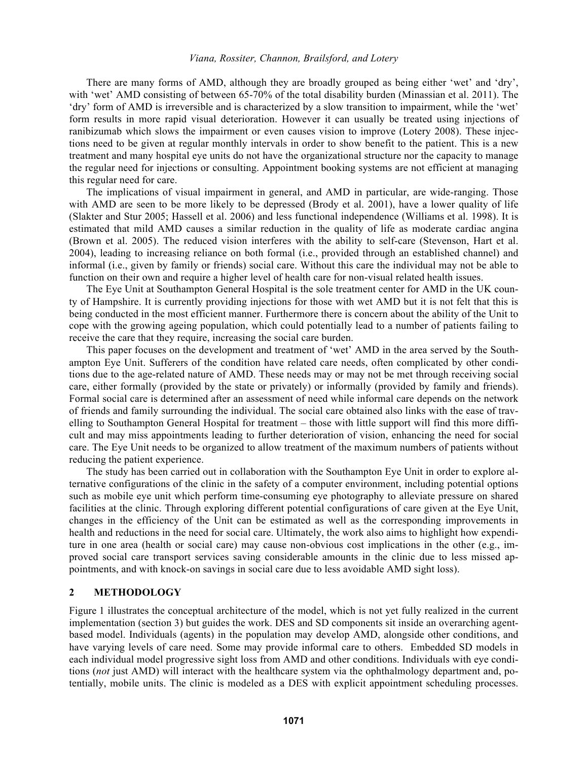There are many forms of AMD, although they are broadly grouped as being either 'wet' and 'dry', with 'wet' AMD consisting of between 65-70% of the total disability burden (Minassian et al. 2011). The 'dry' form of AMD is irreversible and is characterized by a slow transition to impairment, while the 'wet' form results in more rapid visual deterioration. However it can usually be treated using injections of ranibizumab which slows the impairment or even causes vision to improve (Lotery 2008). These injections need to be given at regular monthly intervals in order to show benefit to the patient. This is a new treatment and many hospital eye units do not have the organizational structure nor the capacity to manage the regular need for injections or consulting. Appointment booking systems are not efficient at managing this regular need for care.

The implications of visual impairment in general, and AMD in particular, are wide-ranging. Those with AMD are seen to be more likely to be depressed (Brody et al. 2001), have a lower quality of life (Slakter and Stur 2005; Hassell et al. 2006) and less functional independence (Williams et al. 1998). It is estimated that mild AMD causes a similar reduction in the quality of life as moderate cardiac angina (Brown et al. 2005). The reduced vision interferes with the ability to self-care (Stevenson, Hart et al. 2004), leading to increasing reliance on both formal (i.e., provided through an established channel) and informal (i.e., given by family or friends) social care. Without this care the individual may not be able to function on their own and require a higher level of health care for non-visual related health issues.

The Eye Unit at Southampton General Hospital is the sole treatment center for AMD in the UK county of Hampshire. It is currently providing injections for those with wet AMD but it is not felt that this is being conducted in the most efficient manner. Furthermore there is concern about the ability of the Unit to cope with the growing ageing population, which could potentially lead to a number of patients failing to receive the care that they require, increasing the social care burden.

This paper focuses on the development and treatment of 'wet' AMD in the area served by the Southampton Eye Unit. Sufferers of the condition have related care needs, often complicated by other conditions due to the age-related nature of AMD. These needs may or may not be met through receiving social care, either formally (provided by the state or privately) or informally (provided by family and friends). Formal social care is determined after an assessment of need while informal care depends on the network of friends and family surrounding the individual. The social care obtained also links with the ease of travelling to Southampton General Hospital for treatment – those with little support will find this more difficult and may miss appointments leading to further deterioration of vision, enhancing the need for social care. The Eye Unit needs to be organized to allow treatment of the maximum numbers of patients without reducing the patient experience.

The study has been carried out in collaboration with the Southampton Eye Unit in order to explore alternative configurations of the clinic in the safety of a computer environment, including potential options such as mobile eye unit which perform time-consuming eye photography to alleviate pressure on shared facilities at the clinic. Through exploring different potential configurations of care given at the Eye Unit, changes in the efficiency of the Unit can be estimated as well as the corresponding improvements in health and reductions in the need for social care. Ultimately, the work also aims to highlight how expenditure in one area (health or social care) may cause non-obvious cost implications in the other (e.g., improved social care transport services saving considerable amounts in the clinic due to less missed appointments, and with knock-on savings in social care due to less avoidable AMD sight loss).

## 2 METHODOLOGY

Figure 1 illustrates the conceptual architecture of the model, which is not yet fully realized in the current implementation (section 3) but guides the work. DES and SD components sit inside an overarching agent-based model. Individuals (agents) in the population may develop AMD, alongside other conditions, and have varying levels of care need. Some may provide informal care to others. Embedded SD models in each individual model progressive sight loss from AMD and other conditions. Individuals with eye conditions (*not* just AMD) will interact with the healthcare system via the ophthalmology department and, potentially, mobile units. The clinic is modeled as a DES with explicit appointment scheduling processes.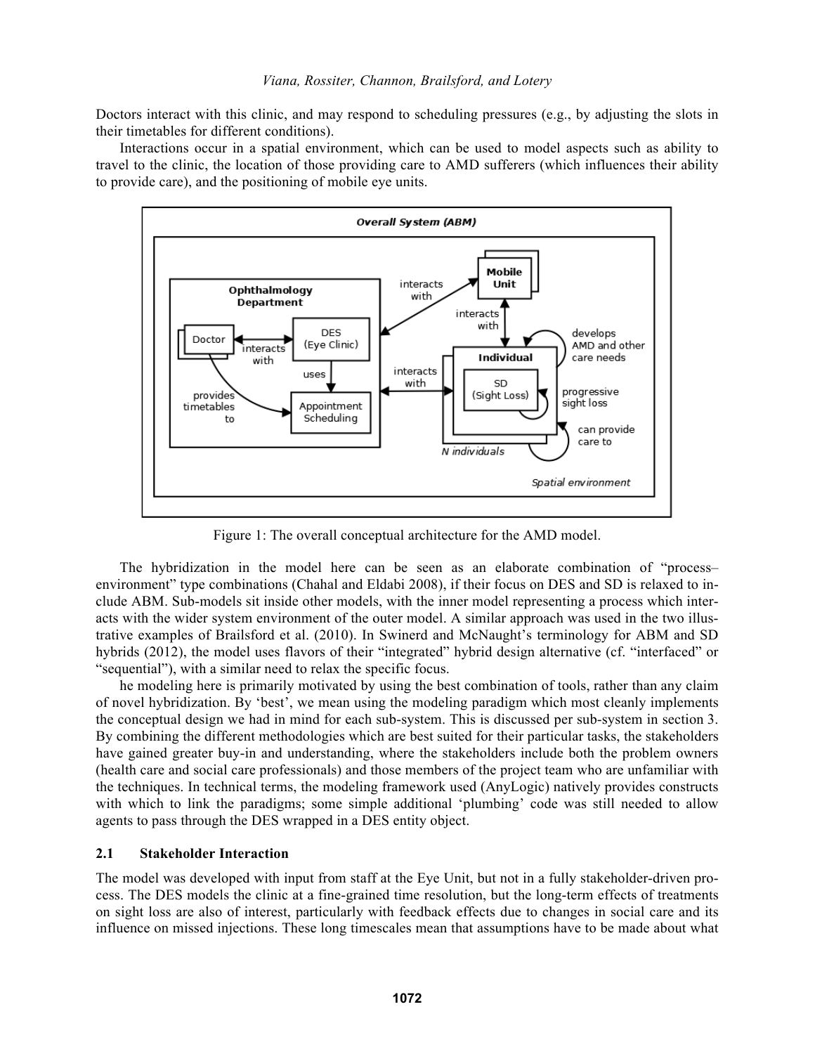Doctors interact with this clinic, and may respond to scheduling pressures (e.g., by adjusting the slots in their timetables for different conditions).

Interactions occur in a spatial environment, which can be used to model aspects such as ability to travel to the clinic, the location of those providing care to AMD sufferers (which influences their ability to provide care), and the positioning of mobile eye units.

Figure 1: The overall conceptual architecture for the AMD model.

The hybridization in the model here can be seen as an elaborate combination of "process–environment" type combinations (Chahal and Eldabi 2008), if their focus on DES and SD is relaxed to include ABM. Sub-models sit inside other models, with the inner model representing a process which interacts with the wider system environment of the outer model. A similar approach was used in the two illustrative examples of Brailsford et al. (2010). In Swinerd and McNaught's terminology for ABM and SD hybrids (2012), the model uses flavors of their "integrated" hybrid design alternative (cf. "interfaced" or "sequential"), with a similar need to relax the specific focus.

he modeling here is primarily motivated by using the best combination of tools, rather than any claim of novel hybridization. By 'best', we mean using the modeling paradigm which most cleanly implements the conceptual design we had in mind for each sub-system. This is discussed per sub-system in section 3. By combining the different methodologies which are best suited for their particular tasks, the stakeholders have gained greater buy-in and understanding, where the stakeholders include both the problem owners (health care and social care professionals) and those members of the project team who are unfamiliar with the techniques. In technical terms, the modeling framework used (AnyLogic) natively provides constructs with which to link the paradigms; some simple additional 'plumbing' code was still needed to allow agents to pass through the DES wrapped in a DES entity object.

## 2.1 Stakeholder Interaction

The model was developed with input from staff at the Eye Unit, but not in a fully stakeholder-driven process. The DES models the clinic at a fine-grained time resolution, but the long-term effects of treatments on sight loss are also of interest, particularly with feedback effects due to changes in social care and its influence on missed injections. These long timescales mean that assumptions have to be made about what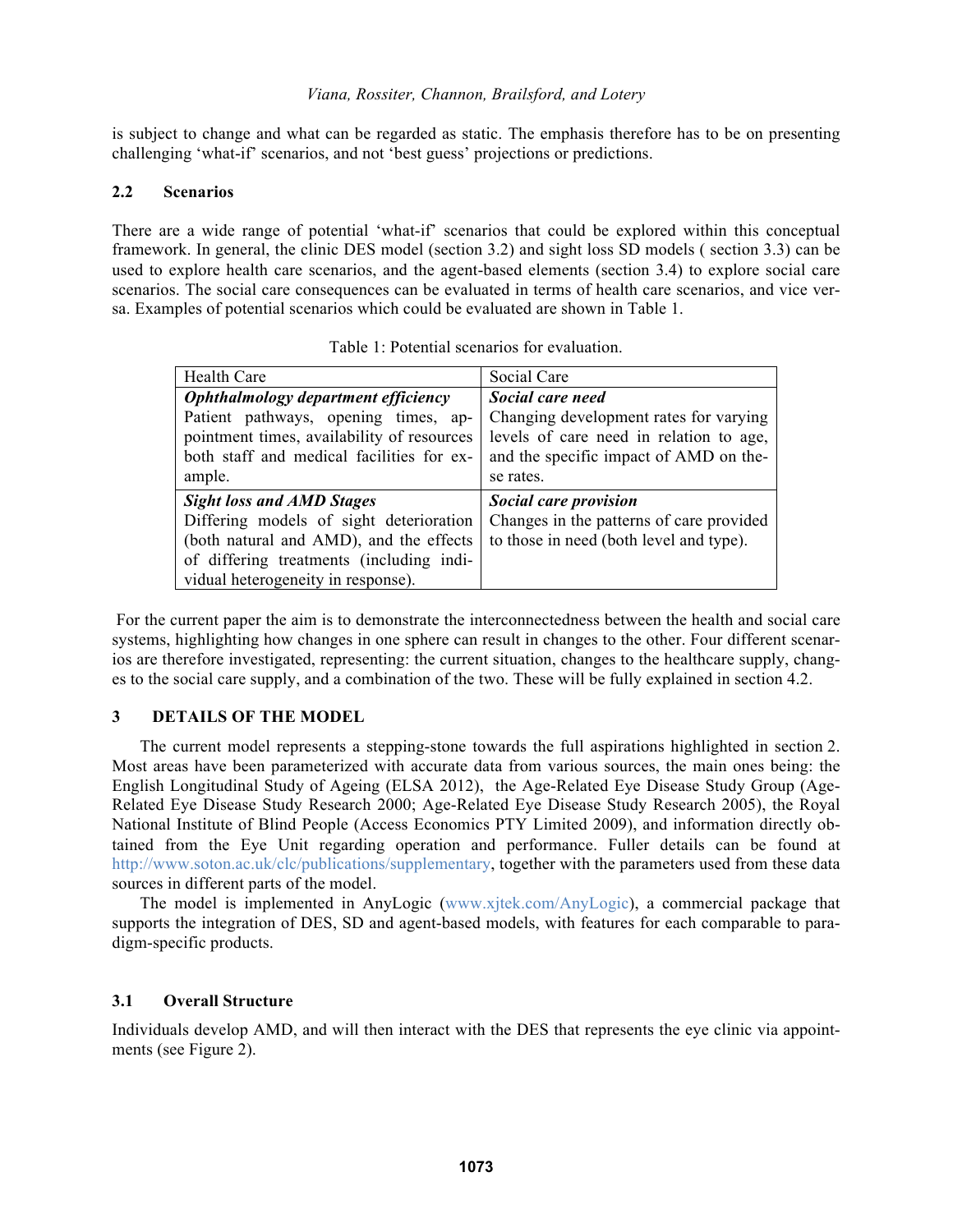is subject to change and what can be regarded as static. The emphasis therefore has to be on presenting challenging 'what-if' scenarios, and not 'best guess' projections or predictions.

### 2.2 Scenarios

There are a wide range of potential 'what-if' scenarios that could be explored within this conceptual framework. In general, the clinic DES model (section 3.2) and sight loss SD models ( section 3.3) can be used to explore health care scenarios, and the agent-based elements (section 3.4) to explore social care scenarios. The social care consequences can be evaluated in terms of health care scenarios, and vice versa. Examples of potential scenarios which could be evaluated are shown in Table 1.

Table 1: Potential scenarios for evaluation.

| Health Care | Social Care |
|---|---|
| ***Ophthalmology department efficiency*** Patient pathways, opening times, appointment times, availability of resources both staff and medical facilities for example. | ***Social care need*** Changing development rates for varying levels of care need in relation to age, and the specific impact of AMD on these rates. |
| ***Sight loss and AMD Stages*** Differing models of sight deterioration (both natural and AMD), and the effects of differing treatments (including individual heterogeneity in response). | ***Social care provision*** Changes in the patterns of care provided to those in need (both level and type). |

For the current paper the aim is to demonstrate the interconnectedness between the health and social care systems, highlighting how changes in one sphere can result in changes to the other. Four different scenarios are therefore investigated, representing: the current situation, changes to the healthcare supply, changes to the social care supply, and a combination of the two. These will be fully explained in section 4.2.

## 3 DETAILS OF THE MODEL

The current model represents a stepping-stone towards the full aspirations highlighted in section 2. Most areas have been parameterized with accurate data from various sources, the main ones being: the English Longitudinal Study of Ageing (ELSA 2012), the Age-Related Eye Disease Study Group (Age-Related Eye Disease Study Research 2000; Age-Related Eye Disease Study Research 2005), the Royal National Institute of Blind People (Access Economics PTY Limited 2009), and information directly obtained from the Eye Unit regarding operation and performance. Fuller details can be found at http://www.soton.ac.uk/clc/publications/supplementary, together with the parameters used from these data sources in different parts of the model.

The model is implemented in AnyLogic (www.xjtek.com/AnyLogic), a commercial package that supports the integration of DES, SD and agent-based models, with features for each comparable to paradigm-specific products.

### 3.1 Overall Structure

Individuals develop AMD, and will then interact with the DES that represents the eye clinic via appointments (see Figure 2).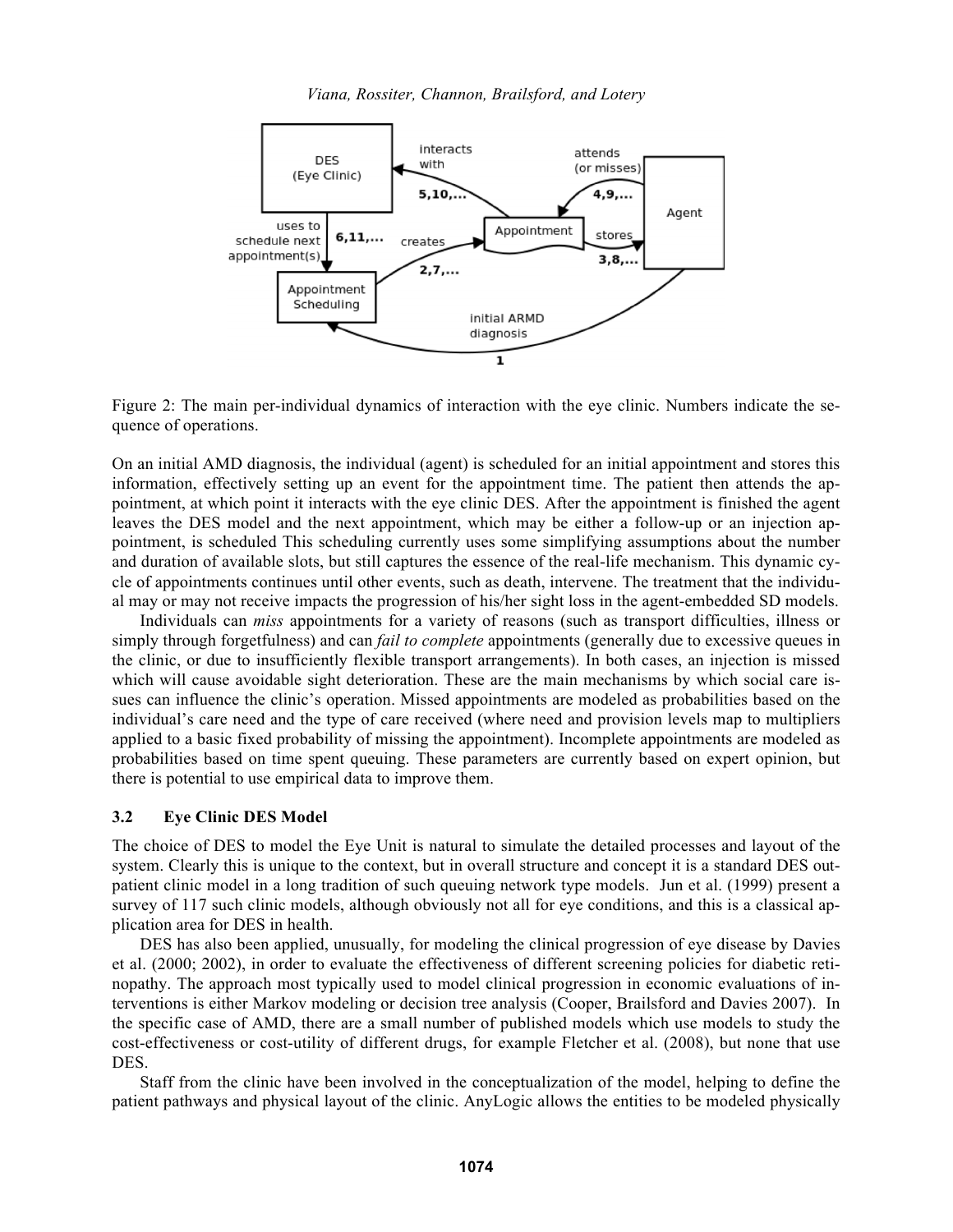Figure 2: The main per-individual dynamics of interaction with the eye clinic. Numbers indicate the sequence of operations.

On an initial AMD diagnosis, the individual (agent) is scheduled for an initial appointment and stores this information, effectively setting up an event for the appointment time. The patient then attends the appointment, at which point it interacts with the eye clinic DES. After the appointment is finished the agent leaves the DES model and the next appointment, which may be either a follow-up or an injection appointment, is scheduled This scheduling currently uses some simplifying assumptions about the number and duration of available slots, but still captures the essence of the real-life mechanism. This dynamic cycle of appointments continues until other events, such as death, intervene. The treatment that the individual may or may not receive impacts the progression of his/her sight loss in the agent-embedded SD models.

Individuals can *miss* appointments for a variety of reasons (such as transport difficulties, illness or simply through forgetfulness) and can *fail to complete* appointments (generally due to excessive queues in the clinic, or due to insufficiently flexible transport arrangements). In both cases, an injection is missed which will cause avoidable sight deterioration. These are the main mechanisms by which social care issues can influence the clinic's operation. Missed appointments are modeled as probabilities based on the individual's care need and the type of care received (where need and provision levels map to multipliers applied to a basic fixed probability of missing the appointment). Incomplete appointments are modeled as probabilities based on time spent queuing. These parameters are currently based on expert opinion, but there is potential to use empirical data to improve them.

### 3.2 Eye Clinic DES Model

The choice of DES to model the Eye Unit is natural to simulate the detailed processes and layout of the system. Clearly this is unique to the context, but in overall structure and concept it is a standard DES outpatient clinic model in a long tradition of such queuing network type models. Jun et al. (1999) present a survey of 117 such clinic models, although obviously not all for eye conditions, and this is a classical application area for DES in health.

DES has also been applied, unusually, for modeling the clinical progression of eye disease by Davies et al. (2000; 2002), in order to evaluate the effectiveness of different screening policies for diabetic retinopathy. The approach most typically used to model clinical progression in economic evaluations of interventions is either Markov modeling or decision tree analysis (Cooper, Brailsford and Davies 2007). In the specific case of AMD, there are a small number of published models which use models to study the cost-effectiveness or cost-utility of different drugs, for example Fletcher et al. (2008), but none that use DES.

Staff from the clinic have been involved in the conceptualization of the model, helping to define the patient pathways and physical layout of the clinic. AnyLogic allows the entities to be modeled physically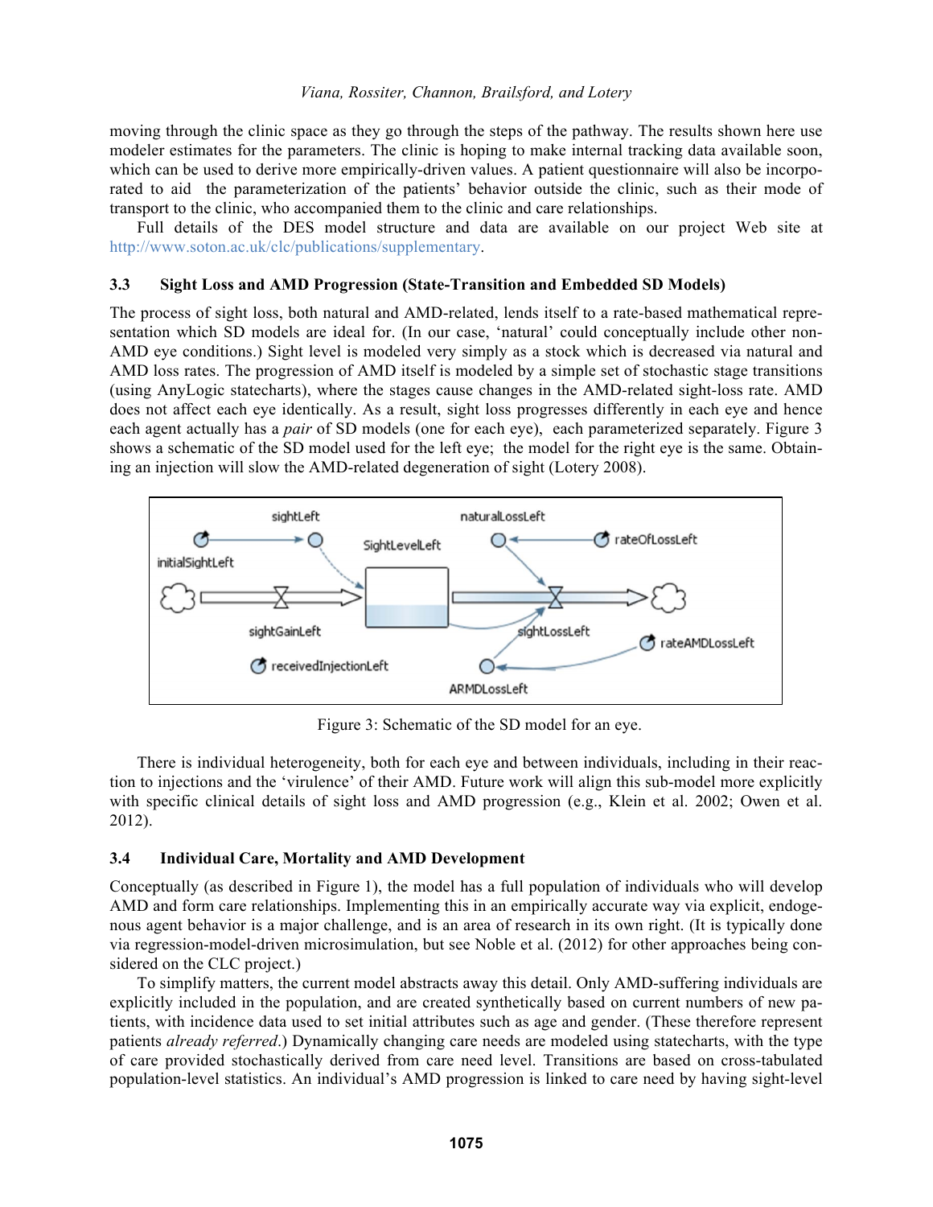moving through the clinic space as they go through the steps of the pathway. The results shown here use modeler estimates for the parameters. The clinic is hoping to make internal tracking data available soon, which can be used to derive more empirically-driven values. A patient questionnaire will also be incorporated to aid the parameterization of the patients' behavior outside the clinic, such as their mode of transport to the clinic, who accompanied them to the clinic and care relationships.

Full details of the DES model structure and data are available on our project Web site at http://www.soton.ac.uk/clc/publications/supplementary.

### 3.3 Sight Loss and AMD Progression (State-Transition and Embedded SD Models)

The process of sight loss, both natural and AMD-related, lends itself to a rate-based mathematical representation which SD models are ideal for. (In our case, 'natural' could conceptually include other non-AMD eye conditions.) Sight level is modeled very simply as a stock which is decreased via natural and AMD loss rates. The progression of AMD itself is modeled by a simple set of stochastic stage transitions (using AnyLogic statecharts), where the stages cause changes in the AMD-related sight-loss rate. AMD does not affect each eye identically. As a result, sight loss progresses differently in each eye and hence each agent actually has a *pair* of SD models (one for each eye), each parameterized separately. Figure 3 shows a schematic of the SD model used for the left eye; the model for the right eye is the same. Obtaining an injection will slow the AMD-related degeneration of sight (Lotery 2008).

Figure 3: Schematic of the SD model for an eye.

There is individual heterogeneity, both for each eye and between individuals, including in their reaction to injections and the 'virulence' of their AMD. Future work will align this sub-model more explicitly with specific clinical details of sight loss and AMD progression (e.g., Klein et al. 2002; Owen et al. 2012).

### 3.4 Individual Care, Mortality and AMD Development

Conceptually (as described in Figure 1), the model has a full population of individuals who will develop AMD and form care relationships. Implementing this in an empirically accurate way via explicit, endogenous agent behavior is a major challenge, and is an area of research in its own right. (It is typically done via regression-model-driven microsimulation, but see Noble et al. (2012) for other approaches being considered on the CLC project.)

To simplify matters, the current model abstracts away this detail. Only AMD-suffering individuals are explicitly included in the population, and are created synthetically based on current numbers of new patients, with incidence data used to set initial attributes such as age and gender. (These therefore represent patients *already referred*.) Dynamically changing care needs are modeled using statecharts, with the type of care provided stochastically derived from care need level. Transitions are based on cross-tabulated population-level statistics. An individual's AMD progression is linked to care need by having sight-level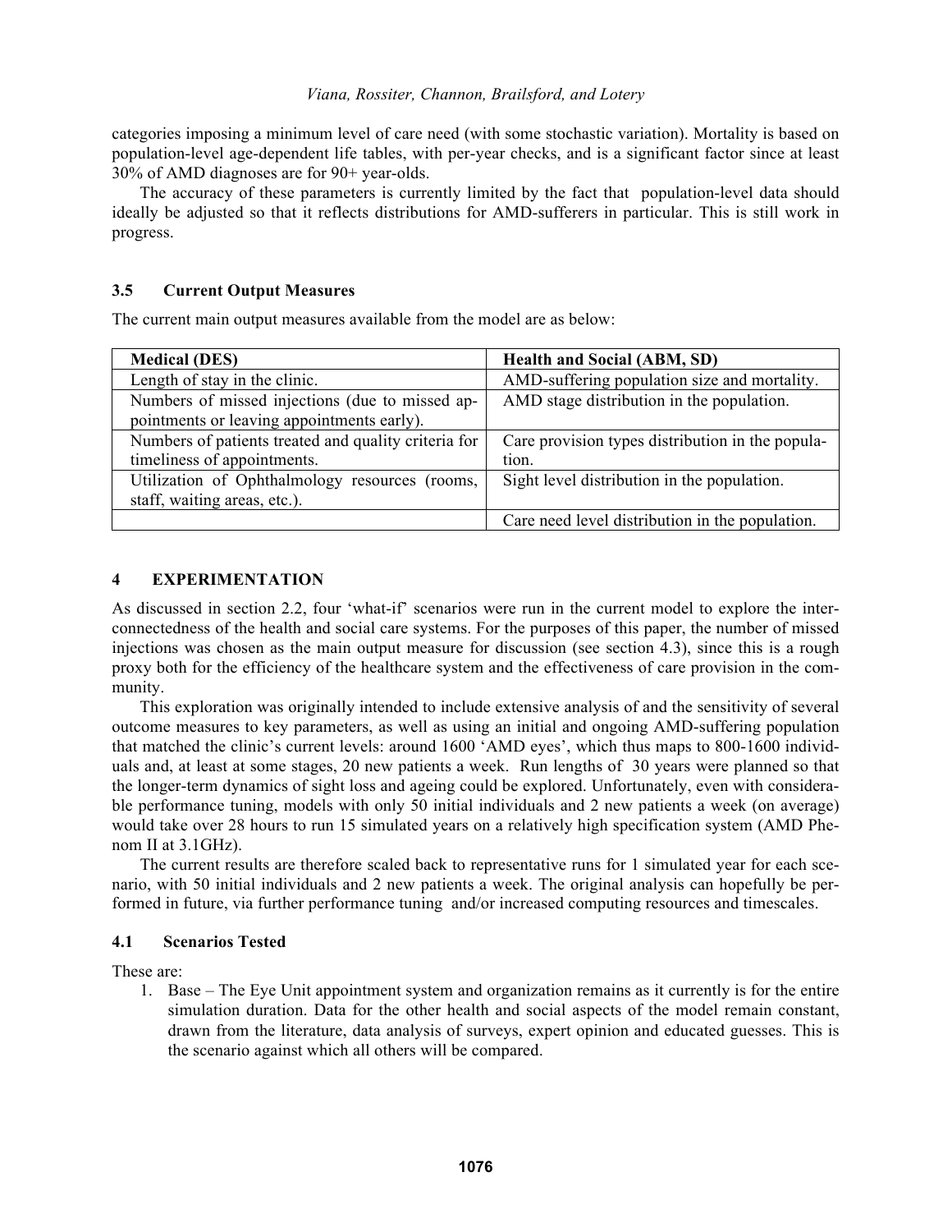categories imposing a minimum level of care need (with some stochastic variation). Mortality is based on population-level age-dependent life tables, with per-year checks, and is a significant factor since at least 30% of AMD diagnoses are for 90+ year-olds.

The accuracy of these parameters is currently limited by the fact that population-level data should ideally be adjusted so that it reflects distributions for AMD-sufferers in particular. This is still work in progress.

### 3.5 Current Output Measures

The current main output measures available from the model are as below:

| Medical (DES) | Health and Social (ABM, SD) |
|---|---|
| Length of stay in the clinic. | AMD-suffering population size and mortality. |
| Numbers of missed injections (due to missed appointments or leaving appointments early). | AMD stage distribution in the population. |
| Numbers of patients treated and quality criteria for timeliness of appointments. | Care provision types distribution in the population. |
| Utilization of Ophthalmology resources (rooms, staff, waiting areas, etc.). | Sight level distribution in the population. |
| | Care need level distribution in the population. |

## 4 EXPERIMENTATION

As discussed in section 2.2, four 'what-if' scenarios were run in the current model to explore the interconnectedness of the health and social care systems. For the purposes of this paper, the number of missed injections was chosen as the main output measure for discussion (see section 4.3), since this is a rough proxy both for the efficiency of the healthcare system and the effectiveness of care provision in the community.

This exploration was originally intended to include extensive analysis of and the sensitivity of several outcome measures to key parameters, as well as using an initial and ongoing AMD-suffering population that matched the clinic's current levels: around 1600 'AMD eyes', which thus maps to 800-1600 individuals and, at least at some stages, 20 new patients a week. Run lengths of 30 years were planned so that the longer-term dynamics of sight loss and ageing could be explored. Unfortunately, even with considerable performance tuning, models with only 50 initial individuals and 2 new patients a week (on average) would take over 28 hours to run 15 simulated years on a relatively high specification system (AMD Phenom II at 3.1GHz).

The current results are therefore scaled back to representative runs for 1 simulated year for each scenario, with 50 initial individuals and 2 new patients a week. The original analysis can hopefully be performed in future, via further performance tuning and/or increased computing resources and timescales.

### 4.1 Scenarios Tested

These are:

1. Base – The Eye Unit appointment system and organization remains as it currently is for the entire simulation duration. Data for the other health and social aspects of the model remain constant, drawn from the literature, data analysis of surveys, expert opinion and educated guesses. This is the scenario against which all others will be compared.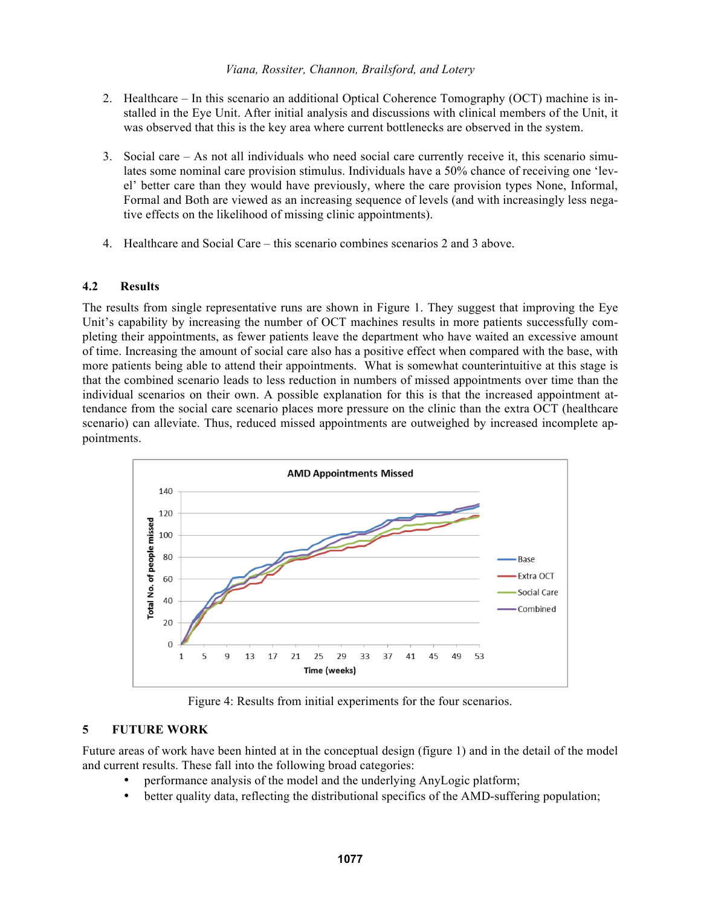2. Healthcare – In this scenario an additional Optical Coherence Tomography (OCT) machine is installed in the Eye Unit. After initial analysis and discussions with clinical members of the Unit, it was observed that this is the key area where current bottlenecks are observed in the system.

3. Social care – As not all individuals who need social care currently receive it, this scenario simulates some nominal care provision stimulus. Individuals have a 50% chance of receiving one 'level' better care than they would have previously, where the care provision types None, Informal, Formal and Both are viewed as an increasing sequence of levels (and with increasingly less negative effects on the likelihood of missing clinic appointments).

4. Healthcare and Social Care – this scenario combines scenarios 2 and 3 above.

### 4.2 Results

The results from single representative runs are shown in Figure 1. They suggest that improving the Eye Unit's capability by increasing the number of OCT machines results in more patients successfully completing their appointments, as fewer patients leave the department who have waited an excessive amount of time. Increasing the amount of social care also has a positive effect when compared with the base, with more patients being able to attend their appointments. What is somewhat counterintuitive at this stage is that the combined scenario leads to less reduction in numbers of missed appointments over time than the individual scenarios on their own. A possible explanation for this is that the increased appointment attendance from the social care scenario places more pressure on the clinic than the extra OCT (healthcare scenario) can alleviate. Thus, reduced missed appointments are outweighed by increased incomplete appointments.

Figure 4: Results from initial experiments for the four scenarios.

## 5 FUTURE WORK

Future areas of work have been hinted at in the conceptual design (figure 1) and in the detail of the model and current results. These fall into the following broad categories:

- performance analysis of the model and the underlying AnyLogic platform;
- better quality data, reflecting the distributional specifics of the AMD-suffering population;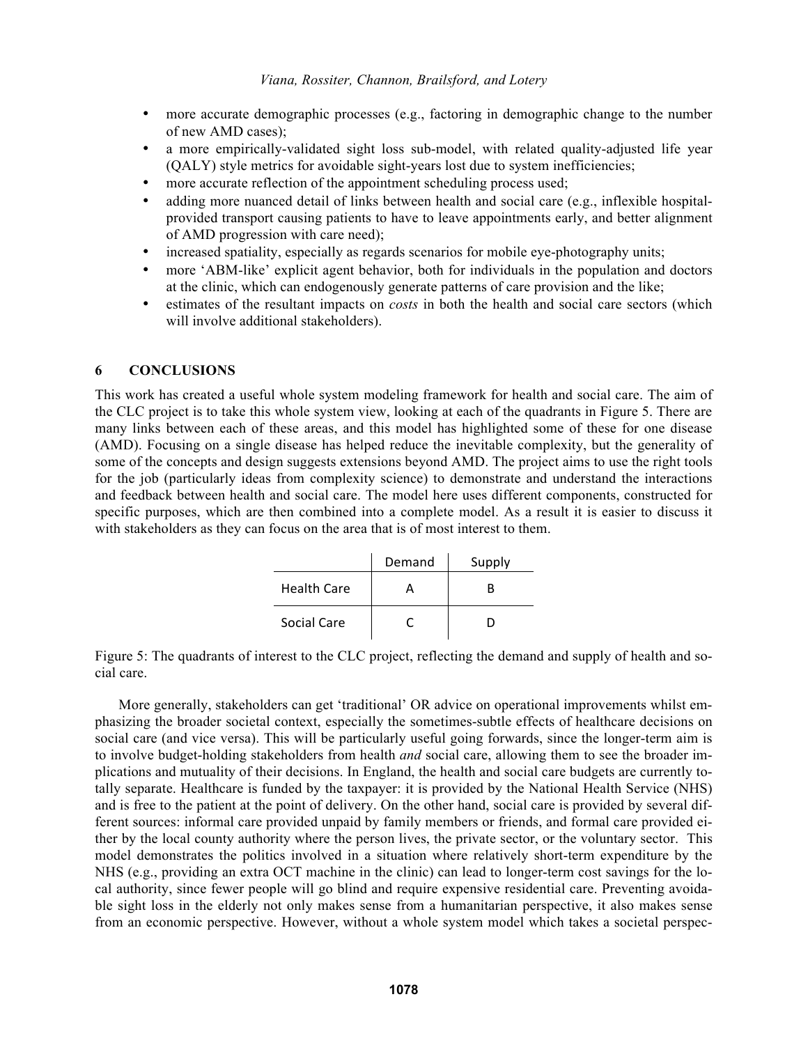- more accurate demographic processes (e.g., factoring in demographic change to the number of new AMD cases);
- a more empirically-validated sight loss sub-model, with related quality-adjusted life year (QALY) style metrics for avoidable sight-years lost due to system inefficiencies;
- more accurate reflection of the appointment scheduling process used;
- adding more nuanced detail of links between health and social care (e.g., inflexible hospital-provided transport causing patients to have to leave appointments early, and better alignment of AMD progression with care need);
- increased spatiality, especially as regards scenarios for mobile eye-photography units;
- more 'ABM-like' explicit agent behavior, both for individuals in the population and doctors at the clinic, which can endogenously generate patterns of care provision and the like;
- estimates of the resultant impacts on *costs* in both the health and social care sectors (which will involve additional stakeholders).

## 6 CONCLUSIONS

This work has created a useful whole system modeling framework for health and social care. The aim of the CLC project is to take this whole system view, looking at each of the quadrants in Figure 5. There are many links between each of these areas, and this model has highlighted some of these for one disease (AMD). Focusing on a single disease has helped reduce the inevitable complexity, but the generality of some of the concepts and design suggests extensions beyond AMD. The project aims to use the right tools for the job (particularly ideas from complexity science) to demonstrate and understand the interactions and feedback between health and social care. The model here uses different components, constructed for specific purposes, which are then combined into a complete model. As a result it is easier to discuss it with stakeholders as they can focus on the area that is of most interest to them.

| | Demand | Supply |
|---|---|---|
| Health Care | A | B |
| Social Care | C | D |

Figure 5: The quadrants of interest to the CLC project, reflecting the demand and supply of health and social care.

More generally, stakeholders can get 'traditional' OR advice on operational improvements whilst emphasizing the broader societal context, especially the sometimes-subtle effects of healthcare decisions on social care (and vice versa). This will be particularly useful going forwards, since the longer-term aim is to involve budget-holding stakeholders from health *and* social care, allowing them to see the broader implications and mutuality of their decisions. In England, the health and social care budgets are currently totally separate. Healthcare is funded by the taxpayer: it is provided by the National Health Service (NHS) and is free to the patient at the point of delivery. On the other hand, social care is provided by several different sources: informal care provided unpaid by family members or friends, and formal care provided either by the local county authority where the person lives, the private sector, or the voluntary sector. This model demonstrates the politics involved in a situation where relatively short-term expenditure by the NHS (e.g., providing an extra OCT machine in the clinic) can lead to longer-term cost savings for the local authority, since fewer people will go blind and require expensive residential care. Preventing avoidable sight loss in the elderly not only makes sense from a humanitarian perspective, it also makes sense from an economic perspective. However, without a whole system model which takes a societal perspec-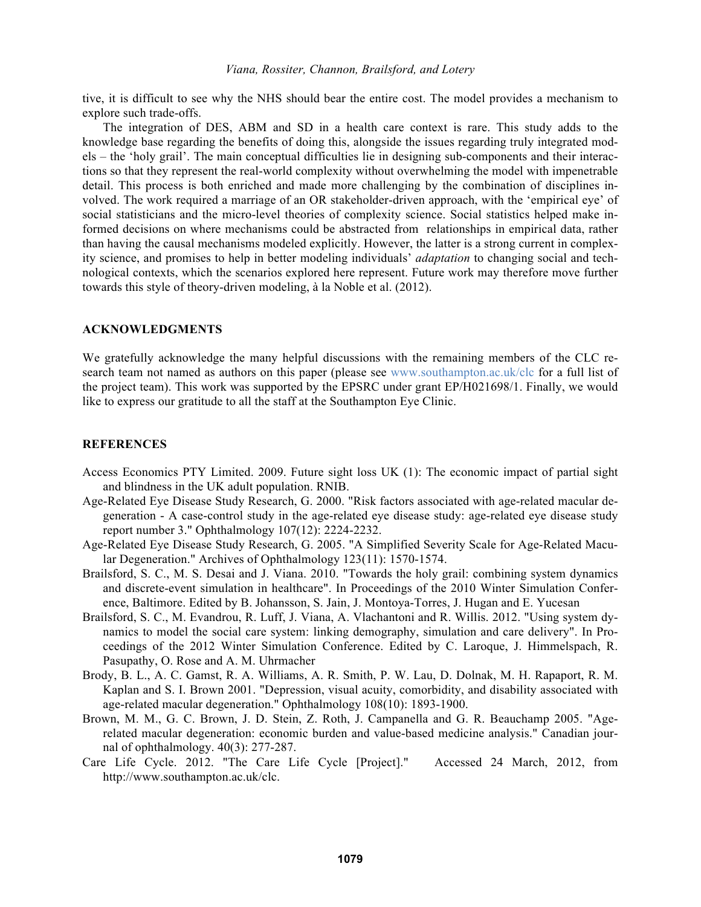tive, it is difficult to see why the NHS should bear the entire cost. The model provides a mechanism to explore such trade-offs.

The integration of DES, ABM and SD in a health care context is rare. This study adds to the knowledge base regarding the benefits of doing this, alongside the issues regarding truly integrated models – the 'holy grail'. The main conceptual difficulties lie in designing sub-components and their interactions so that they represent the real-world complexity without overwhelming the model with impenetrable detail. This process is both enriched and made more challenging by the combination of disciplines involved. The work required a marriage of an OR stakeholder-driven approach, with the 'empirical eye' of social statisticians and the micro-level theories of complexity science. Social statistics helped make informed decisions on where mechanisms could be abstracted from relationships in empirical data, rather than having the causal mechanisms modeled explicitly. However, the latter is a strong current in complexity science, and promises to help in better modeling individuals' *adaptation* to changing social and technological contexts, which the scenarios explored here represent. Future work may therefore move further towards this style of theory-driven modeling, à la Noble et al. (2012).

## ACKNOWLEDGMENTS

We gratefully acknowledge the many helpful discussions with the remaining members of the CLC research team not named as authors on this paper (please see www.southampton.ac.uk/clc for a full list of the project team). This work was supported by the EPSRC under grant EP/H021698/1. Finally, we would like to express our gratitude to all the staff at the Southampton Eye Clinic.

## REFERENCES

Access Economics PTY Limited. 2009. Future sight loss UK (1): The economic impact of partial sight and blindness in the UK adult population. RNIB.

Age-Related Eye Disease Study Research, G. 2000. "Risk factors associated with age-related macular degeneration - A case-control study in the age-related eye disease study: age-related eye disease study report number 3." Ophthalmology 107(12): 2224-2232.

Age-Related Eye Disease Study Research, G. 2005. "A Simplified Severity Scale for Age-Related Macular Degeneration." Archives of Ophthalmology 123(11): 1570-1574.

Brailsford, S. C., M. S. Desai and J. Viana. 2010. "Towards the holy grail: combining system dynamics and discrete-event simulation in healthcare". In Proceedings of the 2010 Winter Simulation Conference, Baltimore. Edited by B. Johansson, S. Jain, J. Montoya-Torres, J. Hugan and E. Yucesan

Brailsford, S. C., M. Evandrou, R. Luff, J. Viana, A. Vlachantoni and R. Willis. 2012. "Using system dynamics to model the social care system: linking demography, simulation and care delivery". In Proceedings of the 2012 Winter Simulation Conference. Edited by C. Laroque, J. Himmelspach, R. Pasupathy, O. Rose and A. M. Uhrmacher

Brody, B. L., A. C. Gamst, R. A. Williams, A. R. Smith, P. W. Lau, D. Dolnak, M. H. Rapaport, R. M. Kaplan and S. I. Brown 2001. "Depression, visual acuity, comorbidity, and disability associated with age-related macular degeneration." Ophthalmology 108(10): 1893-1900.

Brown, M. M., G. C. Brown, J. D. Stein, Z. Roth, J. Campanella and G. R. Beauchamp 2005. "Age-related macular degeneration: economic burden and value-based medicine analysis." Canadian journal of ophthalmology. 40(3): 277-287.

Care Life Cycle. 2012. "The Care Life Cycle [Project]." Accessed 24 March, 2012, from http://www.southampton.ac.uk/clc.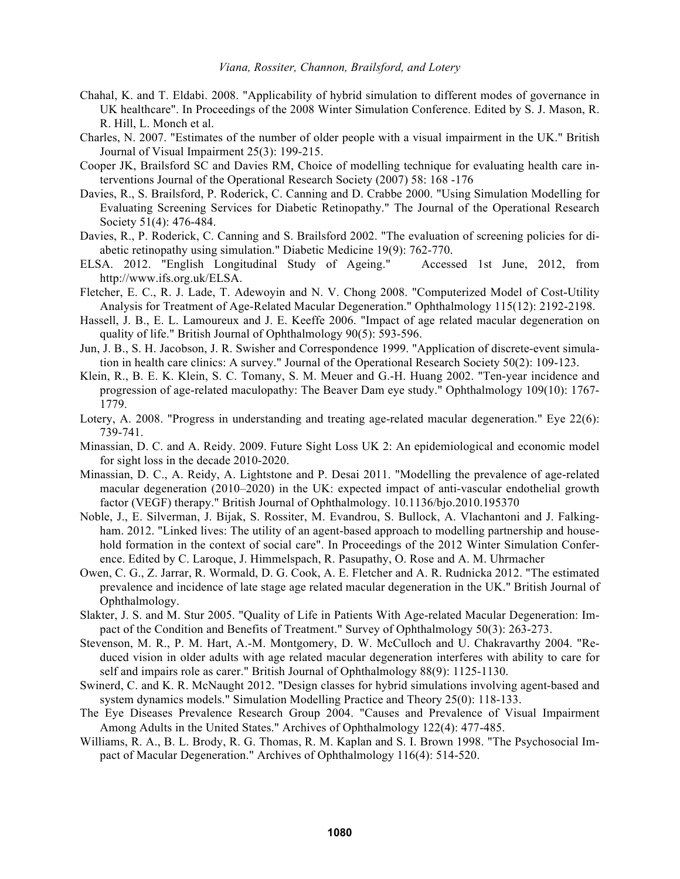Chahal, K. and T. Eldabi. 2008. "Applicability of hybrid simulation to different modes of governance in UK healthcare". In Proceedings of the 2008 Winter Simulation Conference. Edited by S. J. Mason, R. R. Hill, L. Monch et al.

Charles, N. 2007. "Estimates of the number of older people with a visual impairment in the UK." British Journal of Visual Impairment 25(3): 199-215.

Cooper JK, Brailsford SC and Davies RM, Choice of modelling technique for evaluating health care interventions Journal of the Operational Research Society (2007) 58: 168 -176

Davies, R., S. Brailsford, P. Roderick, C. Canning and D. Crabbe 2000. "Using Simulation Modelling for Evaluating Screening Services for Diabetic Retinopathy." The Journal of the Operational Research Society 51(4): 476-484.

Davies, R., P. Roderick, C. Canning and S. Brailsford 2002. "The evaluation of screening policies for diabetic retinopathy using simulation." Diabetic Medicine 19(9): 762-770.

ELSA. 2012. "English Longitudinal Study of Ageing." Accessed 1st June, 2012, from http://www.ifs.org.uk/ELSA.

Fletcher, E. C., R. J. Lade, T. Adewoyin and N. V. Chong 2008. "Computerized Model of Cost-Utility Analysis for Treatment of Age-Related Macular Degeneration." Ophthalmology 115(12): 2192-2198.

Hassell, J. B., E. L. Lamoureux and J. E. Keeffe 2006. "Impact of age related macular degeneration on quality of life." British Journal of Ophthalmology 90(5): 593-596.

Jun, J. B., S. H. Jacobson, J. R. Swisher and Correspondence 1999. "Application of discrete-event simulation in health care clinics: A survey." Journal of the Operational Research Society 50(2): 109-123.

Klein, R., B. E. K. Klein, S. C. Tomany, S. M. Meuer and G.-H. Huang 2002. "Ten-year incidence and progression of age-related maculopathy: The Beaver Dam eye study." Ophthalmology 109(10): 1767-1779.

Lotery, A. 2008. "Progress in understanding and treating age-related macular degeneration." Eye 22(6): 739-741.

Minassian, D. C. and A. Reidy. 2009. Future Sight Loss UK 2: An epidemiological and economic model for sight loss in the decade 2010-2020.

Minassian, D. C., A. Reidy, A. Lightstone and P. Desai 2011. "Modelling the prevalence of age-related macular degeneration (2010–2020) in the UK: expected impact of anti-vascular endothelial growth factor (VEGF) therapy." British Journal of Ophthalmology. 10.1136/bjo.2010.195370

Noble, J., E. Silverman, J. Bijak, S. Rossiter, M. Evandrou, S. Bullock, A. Vlachantoni and J. Falkingham. 2012. "Linked lives: The utility of an agent-based approach to modelling partnership and household formation in the context of social care". In Proceedings of the 2012 Winter Simulation Conference. Edited by C. Laroque, J. Himmelspach, R. Pasupathy, O. Rose and A. M. Uhrmacher

Owen, C. G., Z. Jarrar, R. Wormald, D. G. Cook, A. E. Fletcher and A. R. Rudnicka 2012. "The estimated prevalence and incidence of late stage age related macular degeneration in the UK." British Journal of Ophthalmology.

Slakter, J. S. and M. Stur 2005. "Quality of Life in Patients With Age-related Macular Degeneration: Impact of the Condition and Benefits of Treatment." Survey of Ophthalmology 50(3): 263-273.

Stevenson, M. R., P. M. Hart, A.-M. Montgomery, D. W. McCulloch and U. Chakravarthy 2004. "Reduced vision in older adults with age related macular degeneration interferes with ability to care for self and impairs role as carer." British Journal of Ophthalmology 88(9): 1125-1130.

Swinerd, C. and K. R. McNaught 2012. "Design classes for hybrid simulations involving agent-based and system dynamics models." Simulation Modelling Practice and Theory 25(0): 118-133.

The Eye Diseases Prevalence Research Group 2004. "Causes and Prevalence of Visual Impairment Among Adults in the United States." Archives of Ophthalmology 122(4): 477-485.

Williams, R. A., B. L. Brody, R. G. Thomas, R. M. Kaplan and S. I. Brown 1998. "The Psychosocial Impact of Macular Degeneration." Archives of Ophthalmology 116(4): 514-520.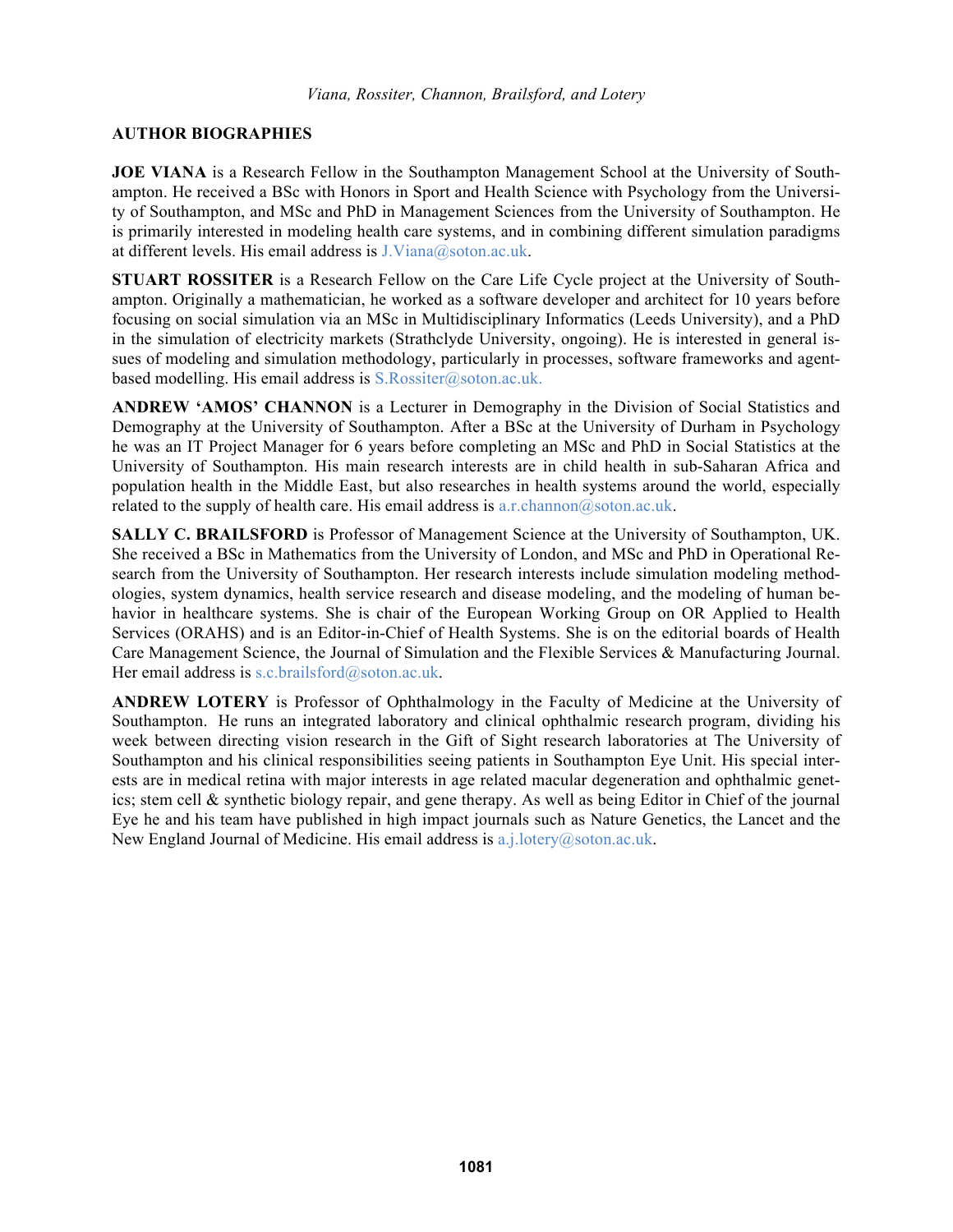## AUTHOR BIOGRAPHIES

**JOE VIANA** is a Research Fellow in the Southampton Management School at the University of Southampton. He received a BSc with Honors in Sport and Health Science with Psychology from the University of Southampton, and MSc and PhD in Management Sciences from the University of Southampton. He is primarily interested in modeling health care systems, and in combining different simulation paradigms at different levels. His email address is J.Viana@soton.ac.uk.

**STUART ROSSITER** is a Research Fellow on the Care Life Cycle project at the University of Southampton. Originally a mathematician, he worked as a software developer and architect for 10 years before focusing on social simulation via an MSc in Multidisciplinary Informatics (Leeds University), and a PhD in the simulation of electricity markets (Strathclyde University, ongoing). He is interested in general issues of modeling and simulation methodology, particularly in processes, software frameworks and agent-based modelling. His email address is S.Rossiter@soton.ac.uk.

**ANDREW 'AMOS' CHANNON** is a Lecturer in Demography in the Division of Social Statistics and Demography at the University of Southampton. After a BSc at the University of Durham in Psychology he was an IT Project Manager for 6 years before completing an MSc and PhD in Social Statistics at the University of Southampton. His main research interests are in child health in sub-Saharan Africa and population health in the Middle East, but also researches in health systems around the world, especially related to the supply of health care. His email address is a.r.channon@soton.ac.uk.

**SALLY C. BRAILSFORD** is Professor of Management Science at the University of Southampton, UK. She received a BSc in Mathematics from the University of London, and MSc and PhD in Operational Research from the University of Southampton. Her research interests include simulation modeling methodologies, system dynamics, health service research and disease modeling, and the modeling of human behavior in healthcare systems. She is chair of the European Working Group on OR Applied to Health Services (ORAHS) and is an Editor-in-Chief of Health Systems. She is on the editorial boards of Health Care Management Science, the Journal of Simulation and the Flexible Services & Manufacturing Journal. Her email address is s.c.brailsford@soton.ac.uk.

**ANDREW LOTERY** is Professor of Ophthalmology in the Faculty of Medicine at the University of Southampton. He runs an integrated laboratory and clinical ophthalmic research program, dividing his week between directing vision research in the Gift of Sight research laboratories at The University of Southampton and his clinical responsibilities seeing patients in Southampton Eye Unit. His special interests are in medical retina with major interests in age related macular degeneration and ophthalmic genetics; stem cell & synthetic biology repair, and gene therapy. As well as being Editor in Chief of the journal Eye he and his team have published in high impact journals such as Nature Genetics, the Lancet and the New England Journal of Medicine. His email address is a.j.lotery@soton.ac.uk.